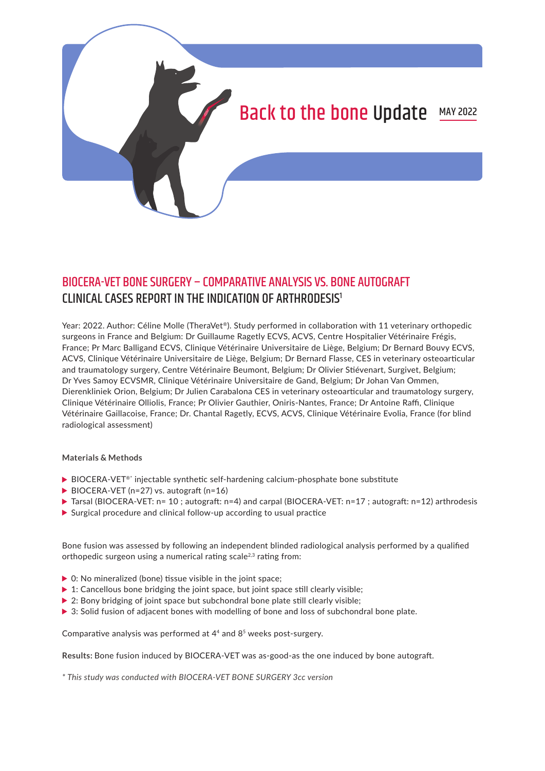Back to the bone Update MAY 2022

# BIOCERA-VET BONE SURGERY – COMPARATIVE ANALYSIS VS. BONE AUTOGRAFT

## CLINICAL CASES REPORT IN THE INDICATION OF ARTHRODESIS[1]

Year: 2022. Author: Céline Molle (TheraVet®). Study performed in collaboration with 11 veterinary orthopedic surgeons in France and Belgium: Dr Guillaume Ragetly ECVS, ACVS, Centre Hospitalier Vétérinaire Frégis, France; Pr Marc Balligand ECVS, Clinique Vétérinaire Universitaire de Liège, Belgium; Dr Bernard Bouvy ECVS, ACVS, Clinique Vétérinaire Universitaire de Liège, Belgium; Dr Bernard Flasse, CES in veterinary osteoarticular and traumatology surgery, Centre Vétérinaire Beumont, Belgium; Dr Olivier Stiévenart, Surgivet, Belgium; Dr Yves Samoy ECVSMR, Clinique Vétérinaire Universitaire de Gand, Belgium; Dr Johan Van Ommen, Dierenkliniek Orion, Belgium; Dr Julien Carabalona CES in veterinary osteoarticular and traumatology surgery, Clinique Vétérinaire Olliolis, France; Pr Olivier Gauthier, Oniris-Nantes, France; Dr Antoine Raffi, Clinique Vétérinaire Gaillacoise, France; Dr. Chantal Ragetly, ECVS, ACVS, Clinique Vétérinaire Evolia, France (for blind radiological assessment)

**Materials & Methods**

- BIOCERA-VET®* injectable synthetic self-hardening calcium-phosphate bone substitute
- BIOCERA-VET (n=27) vs. autograft (n=16)
- Tarsal (BIOCERA-VET: n= 10 ; autograft: n=4) and carpal (BIOCERA-VET: n=17 ; autograft: n=12) arthrodesis
- Surgical procedure and clinical follow-up according to usual practice

Bone fusion was assessed by following an independent blinded radiological analysis performed by a qualified orthopedic surgeon using a numerical rating scale[2,3] rating from:

- 0: No mineralized (bone) tissue visible in the joint space;
- 1: Cancellous bone bridging the joint space, but joint space still clearly visible;
- 2: Bony bridging of joint space but subchondral bone plate still clearly visible;
- 3: Solid fusion of adjacent bones with modelling of bone and loss of subchondral bone plate.

Comparative analysis was performed at 4[4] and 8[5] weeks post-surgery.

**Results:** Bone fusion induced by BIOCERA-VET was as-good-as the one induced by bone autograft.

*\* This study was conducted with BIOCERA-VET BONE SURGERY 3cc version*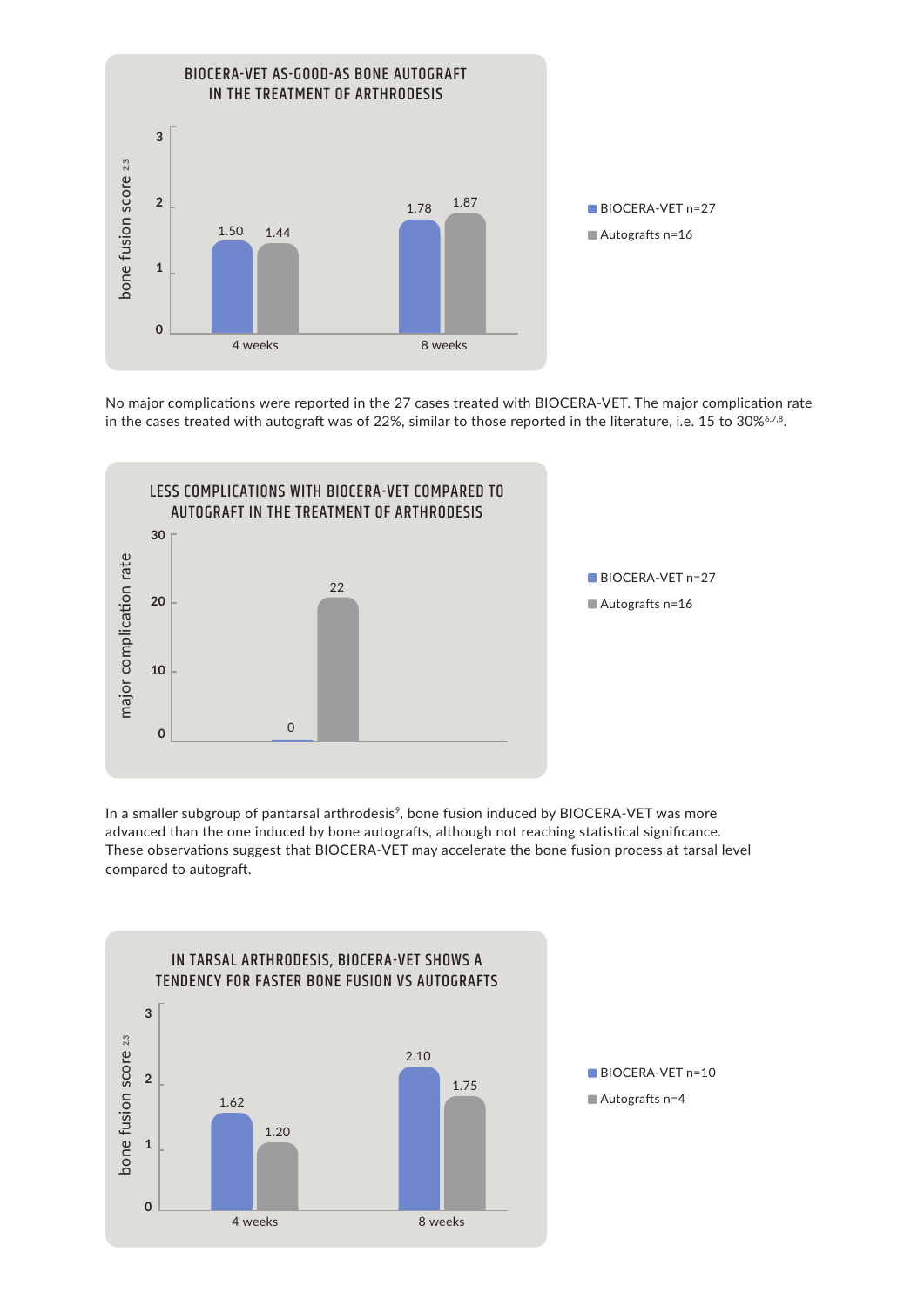**BIOCERA-VET AS-GOOD-AS BONE AUTOGRAFT IN THE TREATMENT OF ARTHRODESIS**

| bone fusion score [2,3] | 4 weeks | 8 weeks |
|---|---|---|
| BIOCERA-VET n=27 | 1.50 | 1.78 |
| Autografts n=16 | 1.44 | 1.87 |

No major complications were reported in the 27 cases treated with BIOCERA-VET. The major complication rate in the cases treated with autograft was of 22%, similar to those reported in the literature, i.e. 15 to 30%[6,7,8].

**LESS COMPLICATIONS WITH BIOCERA-VET COMPARED TO AUTOGRAFT IN THE TREATMENT OF ARTHRODESIS**

| | major complication rate |
|---|---|
| BIOCERA-VET n=27 | 0 |
| Autografts n=16 | 22 |

In a smaller subgroup of pantarsal arthrodesis[9], bone fusion induced by BIOCERA-VET was more advanced than the one induced by bone autografts, although not reaching statistical significance. These observations suggest that BIOCERA-VET may accelerate the bone fusion process at tarsal level compared to autograft.

**IN TARSAL ARTHRODESIS, BIOCERA-VET SHOWS A TENDENCY FOR FASTER BONE FUSION VS AUTOGRAFTS**

| bone fusion score [2,3] | 4 weeks | 8 weeks |
|---|---|---|
| BIOCERA-VET n=10 | 1.62 | 2.10 |
| Autografts n=4 | 1.20 | 1.75 |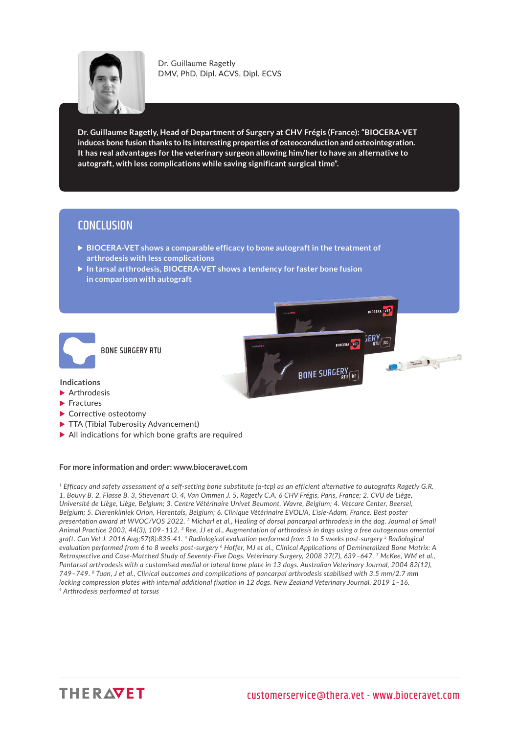Dr. Guillaume Ragetly
DMV, PhD, Dipl. ACVS, Dipl. ECVS

**Dr. Guillaume Ragetly, Head of Department of Surgery at CHV Frégis (France): "BIOCERA-VET induces bone fusion thanks to its interesting properties of osteoconduction and osteointegration. It has real advantages for the veterinary surgeon allowing him/her to have an alternative to autograft, with less complications while saving significant surgical time".**

## CONCLUSION

- **BIOCERA-VET shows a comparable efficacy to bone autograft in the treatment of arthrodesis with less complications**
- **In tarsal arthrodesis, BIOCERA-VET shows a tendency for faster bone fusion in comparison with autograft**

BONE SURGERY RTU

**Indications**

- Arthrodesis
- Fractures
- Corrective osteotomy
- TTA (Tibial Tuberosity Advancement)
- All indications for which bone grafts are required

**For more information and order: www.bioceravet.com**

*[1] Efficacy and safety assessment of a self-setting bone substitute (α-tcp) as an efficient alternative to autografts Ragetly G.R. 1, Bouvy B. 2, Flasse B. 3, Stievenart O. 4, Van Ommen J. 5, Ragetly C.A. 6 CHV Frégis, Paris, France; 2. CVU de Liège, Université de Liège, Liège, Belgium; 3. Centre Vétérinaire Univet Beumont, Wavre, Belgium; 4. Vetcare Center, Beersel, Belgium; 5. Dierenkliniek Orion, Herentals, Belgium; 6. Clinique Vétérinaire EVOLIA, L'isle-Adam, France. Best poster presentation award at WVOC/VOS 2022. [2] Micharl et al., Healing of dorsal pancarpal arthrodesis in the dog. Journal of Small Animal Practice 2003, 44(3), 109–112. [3] Ree, JJ et al., Augmentation of arthrodesis in dogs using a free autogenous omental graft. Can Vet J. 2016 Aug;57(8):835-41. [4] Radiological evaluation performed from 3 to 5 weeks post-surgery [5] Radiological evaluation performed from 6 to 8 weeks post-surgery [6] Hoffer, MJ et al., Clinical Applications of Demineralized Bone Matrix: A Retrospective and Case-Matched Study of Seventy-Five Dogs. Veterinary Surgery, 2008 37(7), 639–647. [7] McKee, WM et al., Pantarsal arthrodesis with a customised medial or lateral bone plate in 13 dogs. Australian Veterinary Journal, 2004 82(12), 749–749. [8] Tuan, J et al., Clinical outcomes and complications of pancarpal arthrodesis stabilised with 3.5 mm/2.7 mm locking compression plates with internal additional fixation in 12 dogs. New Zealand Veterinary Journal, 2019 1–16.*
*[9] Arthrodesis performed at tarsus*

THERAVET

customerservice@thera.vet - www.bioceravet.com